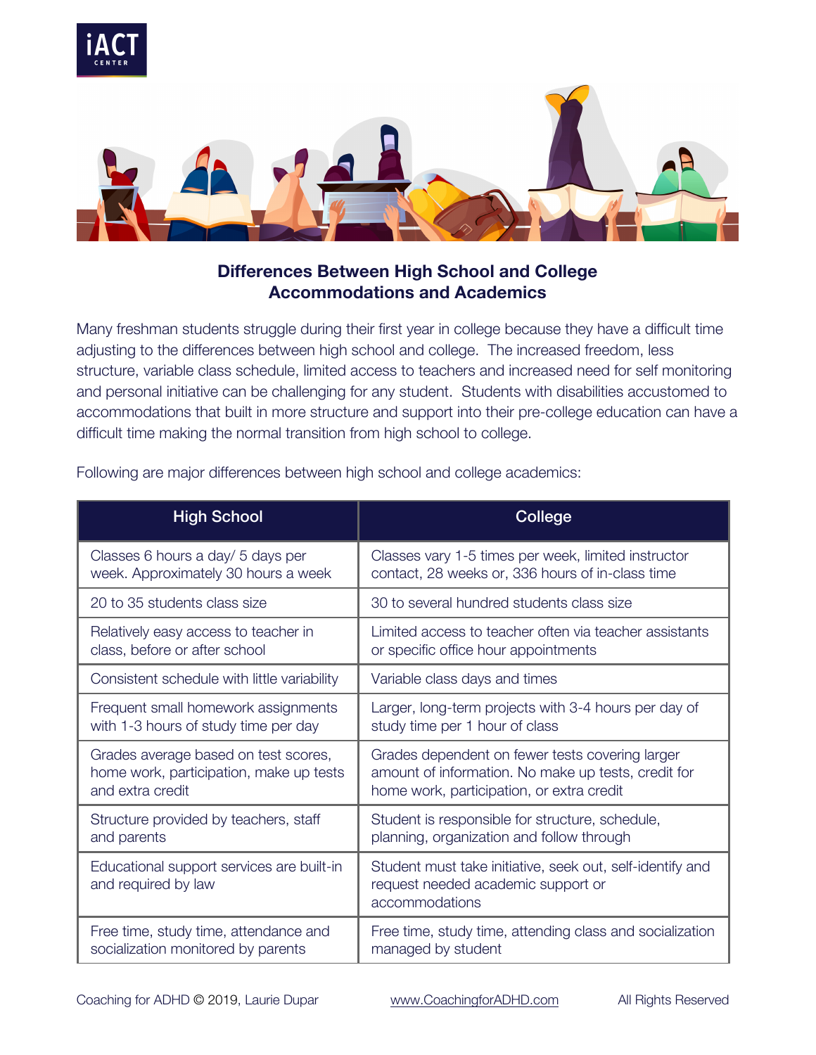## Differences Between High School and College Accommodations and Academics

Many freshman students struggle during their first year in college because they have a difficult time adjusting to the differences between high school and college. The increased freedom, less structure, variable class schedule, limited access to teachers and increased need for self monitoring and personal initiative can be challenging for any student. Students with disabilities accustomed to accommodations that built in more structure and support into their pre-college education can have a difficult time making the normal transition from high school to college.

Following are major differences between high school and college academics:

| High School | College |
| --- | --- |
| Classes 6 hours a day/ 5 days per week. Approximately 30 hours a week | Classes vary 1-5 times per week, limited instructor contact, 28 weeks or, 336 hours of in-class time |
| 20 to 35 students class size | 30 to several hundred students class size |
| Relatively easy access to teacher in class, before or after school | Limited access to teacher often via teacher assistants or specific office hour appointments |
| Consistent schedule with little variability | Variable class days and times |
| Frequent small homework assignments with 1-3 hours of study time per day | Larger, long-term projects with 3-4 hours per day of study time per 1 hour of class |
| Grades average based on test scores, home work, participation, make up tests and extra credit | Grades dependent on fewer tests covering larger amount of information. No make up tests, credit for home work, participation, or extra credit |
| Structure provided by teachers, staff and parents | Student is responsible for structure, schedule, planning, organization and follow through |
| Educational support services are built-in and required by law | Student must take initiative, seek out, self-identify and request needed academic support or accommodations |
| Free time, study time, attendance and socialization monitored by parents | Free time, study time, attending class and socialization managed by student |

Coaching for ADHD © 2019, Laurie Dupar www.CoachingforADHD.com All Rights Reserved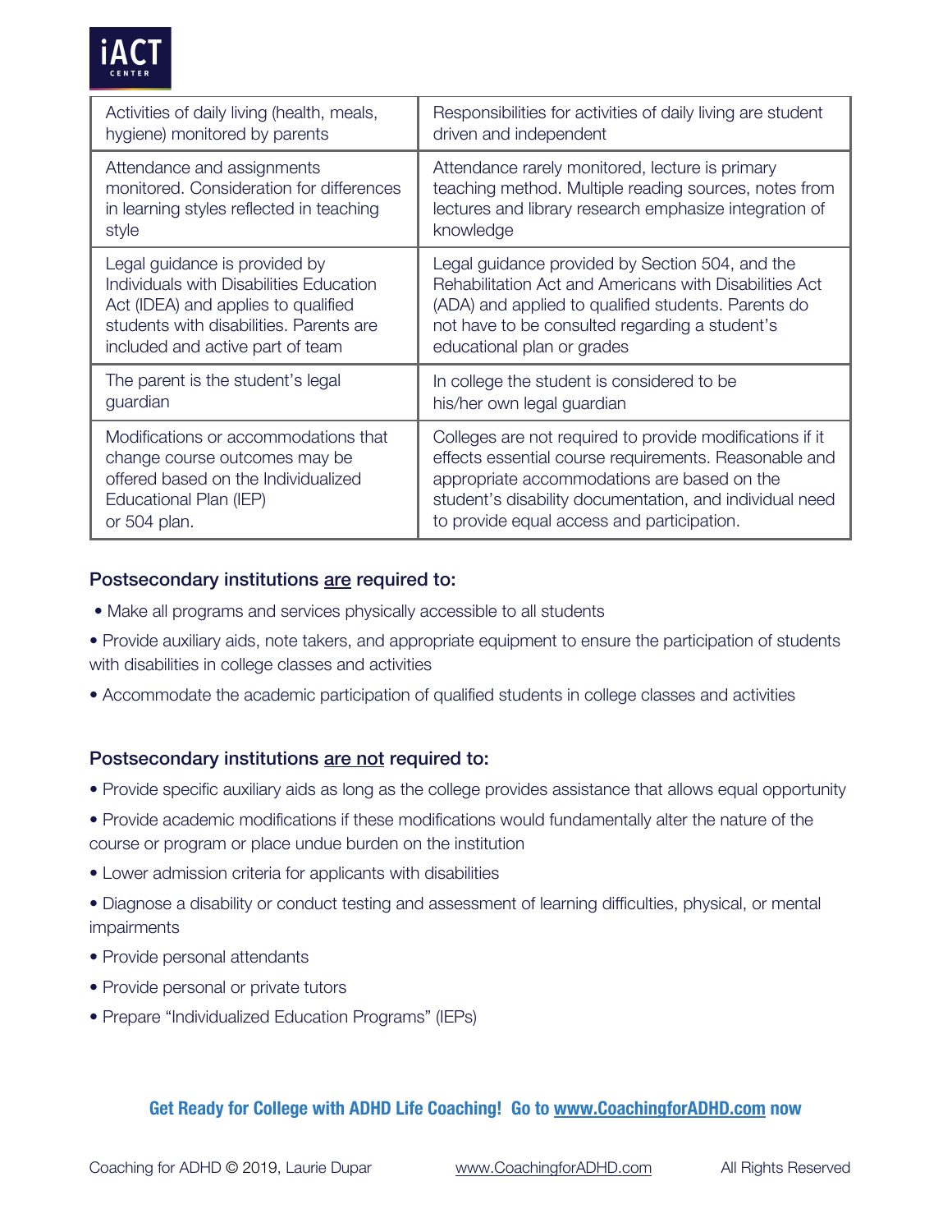| | |
|---|---|
| Activities of daily living (health, meals, hygiene) monitored by parents | Responsibilities for activities of daily living are student driven and independent |
| Attendance and assignments monitored. Consideration for differences in learning styles reflected in teaching style | Attendance rarely monitored, lecture is primary teaching method. Multiple reading sources, notes from lectures and library research emphasize integration of knowledge |
| Legal guidance is provided by Individuals with Disabilities Education Act (IDEA) and applies to qualified students with disabilities. Parents are included and active part of team | Legal guidance provided by Section 504, and the Rehabilitation Act and Americans with Disabilities Act (ADA) and applied to qualified students. Parents do not have to be consulted regarding a student's educational plan or grades |
| The parent is the student's legal guardian | In college the student is considered to be his/her own legal guardian |
| Modifications or accommodations that change course outcomes may be offered based on the Individualized Educational Plan (IEP) or 504 plan. | Colleges are not required to provide modifications if it effects essential course requirements. Reasonable and appropriate accommodations are based on the student's disability documentation, and individual need to provide equal access and participation. |

### Postsecondary institutions <u>are</u> required to:

- Make all programs and services physically accessible to all students
- Provide auxiliary aids, note takers, and appropriate equipment to ensure the participation of students with disabilities in college classes and activities
- Accommodate the academic participation of qualified students in college classes and activities

### Postsecondary institutions <u>are not</u> required to:

- Provide specific auxiliary aids as long as the college provides assistance that allows equal opportunity
- Provide academic modifications if these modifications would fundamentally alter the nature of the course or program or place undue burden on the institution
- Lower admission criteria for applicants with disabilities
- Diagnose a disability or conduct testing and assessment of learning difficulties, physical, or mental impairments
- Provide personal attendants
- Provide personal or private tutors
- Prepare "Individualized Education Programs" (IEPs)

**Get Ready for College with ADHD Life Coaching! Go to www.CoachingforADHD.com now**